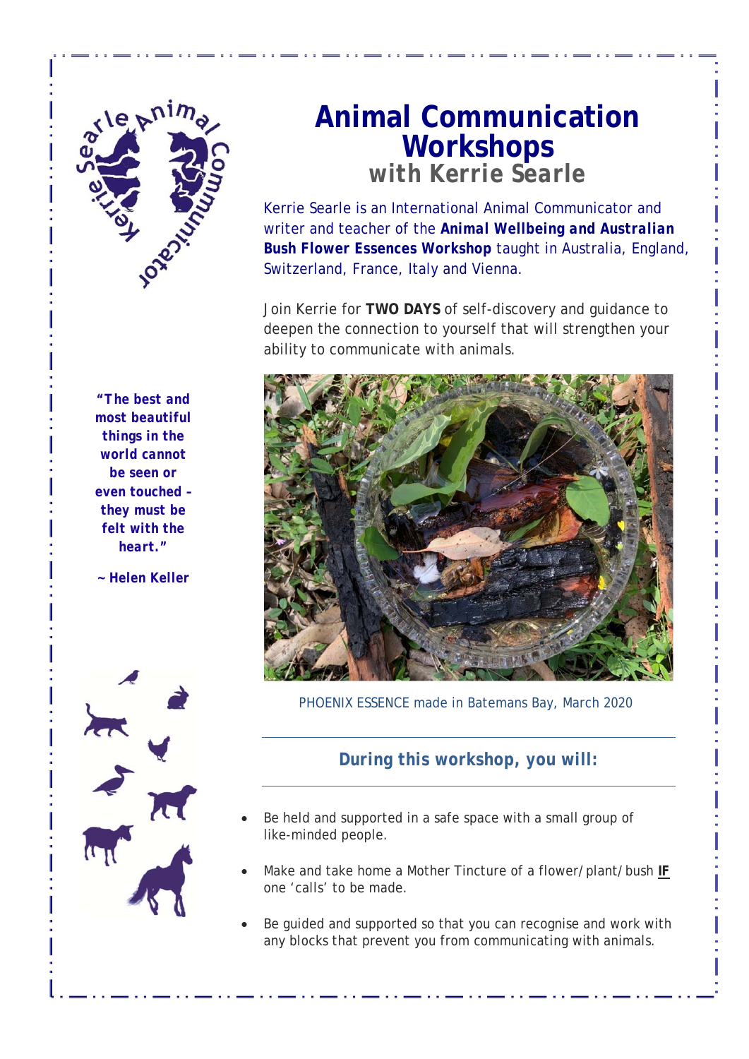# Animal Communication Workshops

## with Kerrie Searle

Kerrie Searle is an International Animal Communicator and writer and teacher of the **Animal Wellbeing and Australian Bush Flower Essences Workshop** taught in Australia, England, Switzerland, France, Italy and Vienna.

Join Kerrie for **TWO DAYS** of self-discovery and guidance to deepen the connection to yourself that will strengthen your ability to communicate with animals.

***"The best and most beautiful things in the world cannot be seen or even touched – they must be felt with the heart."***

**~ Helen Keller**

PHOENIX ESSENCE made in Batemans Bay, March 2020

---

### During this workshop, you will:

---

- Be held and supported in a safe space with a small group of like-minded people.
- Make and take home a Mother Tincture of a flower/plant/bush **IF** one 'calls' to be made.
- Be guided and supported so that you can recognise and work with any blocks that prevent you from communicating with animals.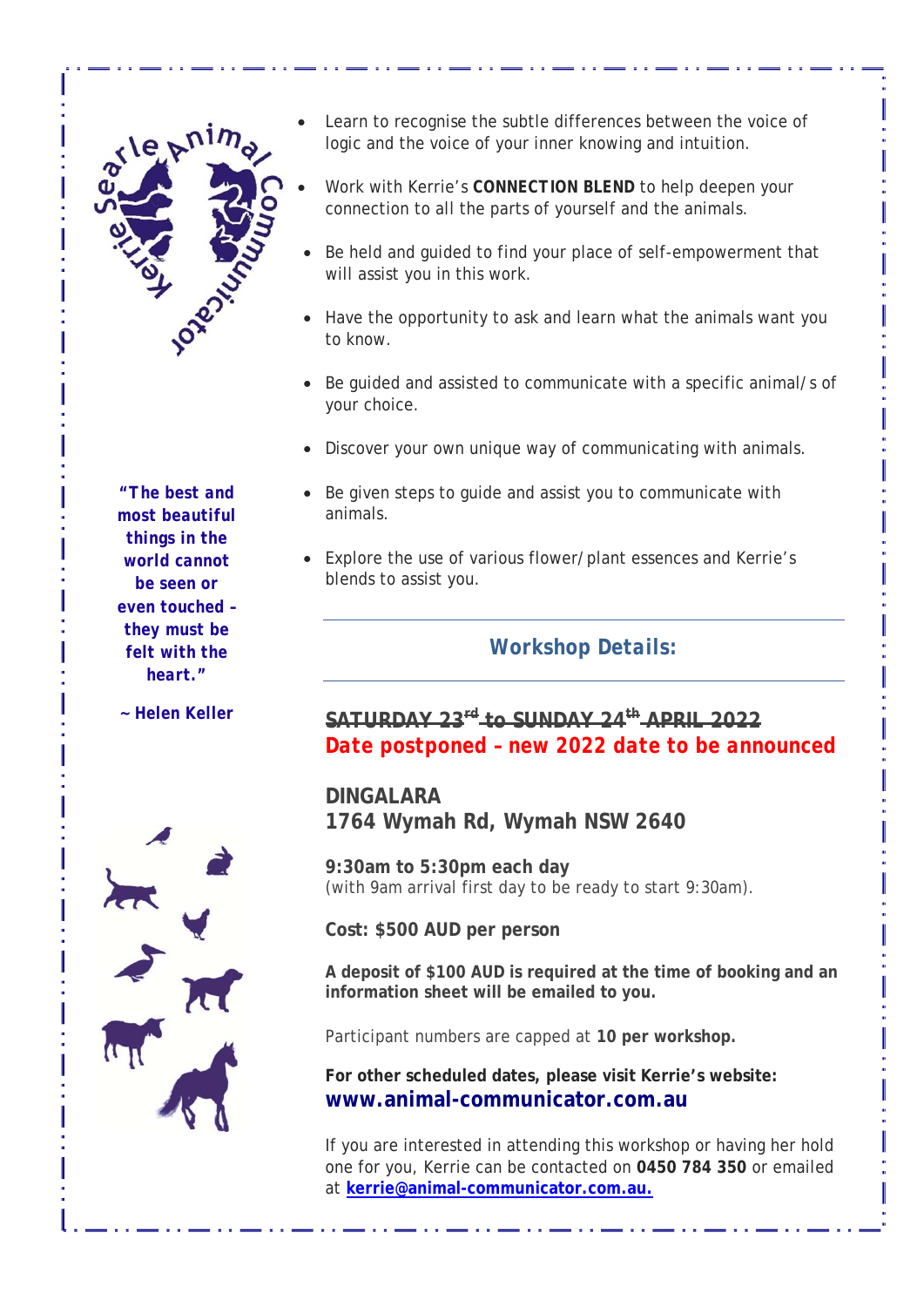- Learn to recognise the subtle differences between the voice of logic and the voice of your inner knowing and intuition.
- Work with Kerrie's **CONNECTION BLEND** to help deepen your connection to all the parts of yourself and the animals.
- Be held and guided to find your place of self-empowerment that will assist you in this work.
- Have the opportunity to ask and learn what the animals want you to know.
- Be guided and assisted to communicate with a specific animal/s of your choice.
- Discover your own unique way of communicating with animals.
- Be given steps to guide and assist you to communicate with animals.
- Explore the use of various flower/plant essences and Kerrie's blends to assist you.

***"The best and most beautiful things in the world cannot be seen or even touched – they must be felt with the heart."***

**~ Helen Keller**

---

## Workshop Details:

---

**~~SATURDAY 23rd to SUNDAY 24th APRIL 2022~~**
**Date postponed – new 2022 date to be announced**

**DINGALARA**
**1764 Wymah Rd, Wymah NSW 2640**

**9:30am to 5:30pm each day**
(with 9am arrival first day to be ready to start 9:30am).

**Cost: $500 AUD per person**

**A deposit of $100 AUD is required at the time of booking and an information sheet will be emailed to you.**

Participant numbers are capped at **10 per workshop.**

**For other scheduled dates, please visit Kerrie's website:**
**www.animal-communicator.com.au**

If you are interested in attending this workshop or having her hold one for you, Kerrie can be contacted on **0450 784 350** or emailed at **kerrie@animal-communicator.com.au.**